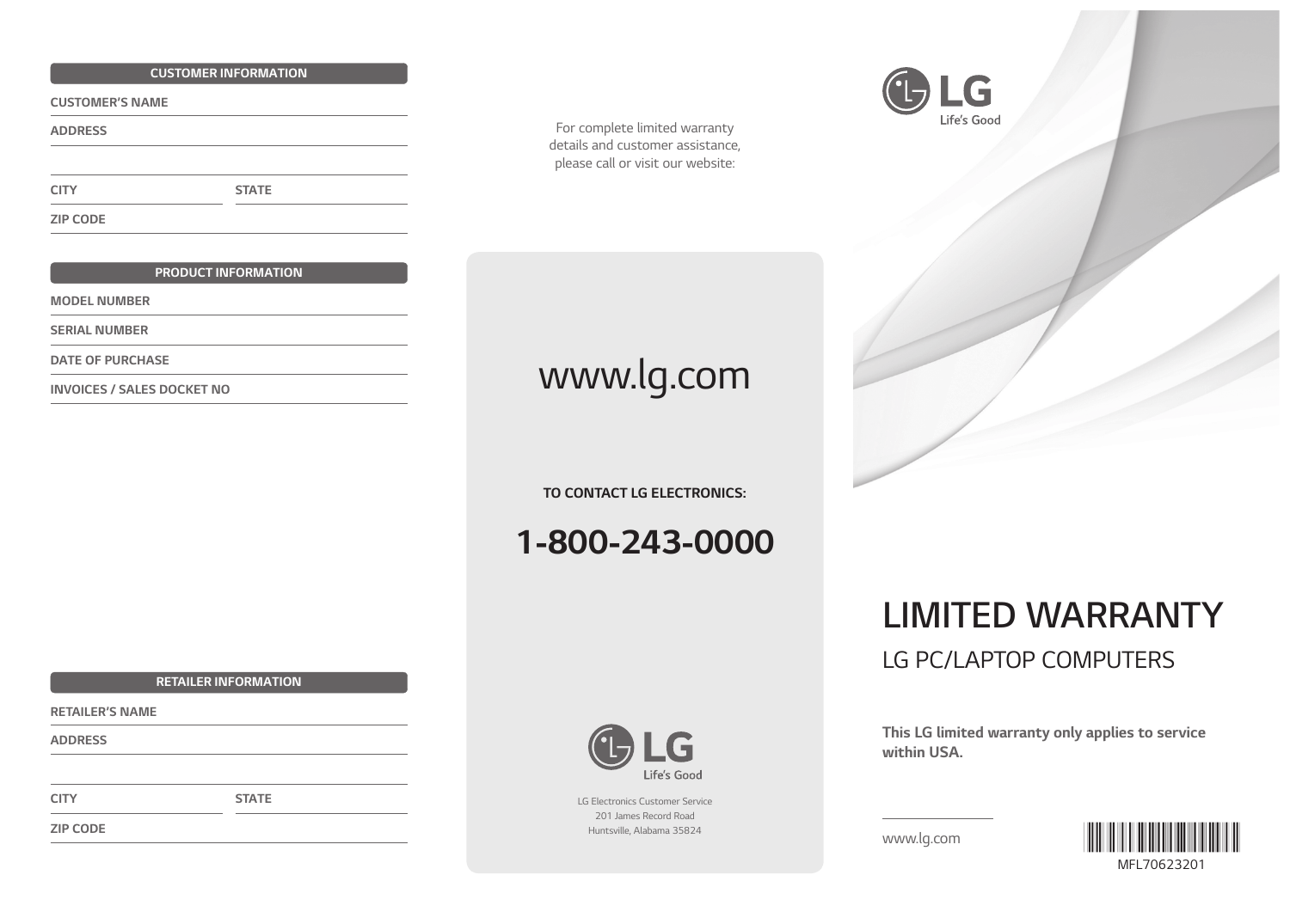# LIMITED WARRANTY

## LG PC/LAPTOP COMPUTERS

**This LG limited warranty only applies to service within USA.**

www.lg.com

MFL70623201

For complete limited warranty details and customer assistance, please call or visit our website:

www.lg.com

**TO CONTACT LG ELECTRONICS:**

**1-800-243-0000**

LG Electronics Customer Service
201 James Record Road
Huntsville, Alabama 35824

**CUSTOMER INFORMATION**

CUSTOMER'S NAME

ADDRESS

CITY | STATE

ZIP CODE

**PRODUCT INFORMATION**

MODEL NUMBER

SERIAL NUMBER

DATE OF PURCHASE

INVOICES / SALES DOCKET NO

**RETAILER INFORMATION**

RETAILER'S NAME

ADDRESS

CITY | STATE

ZIP CODE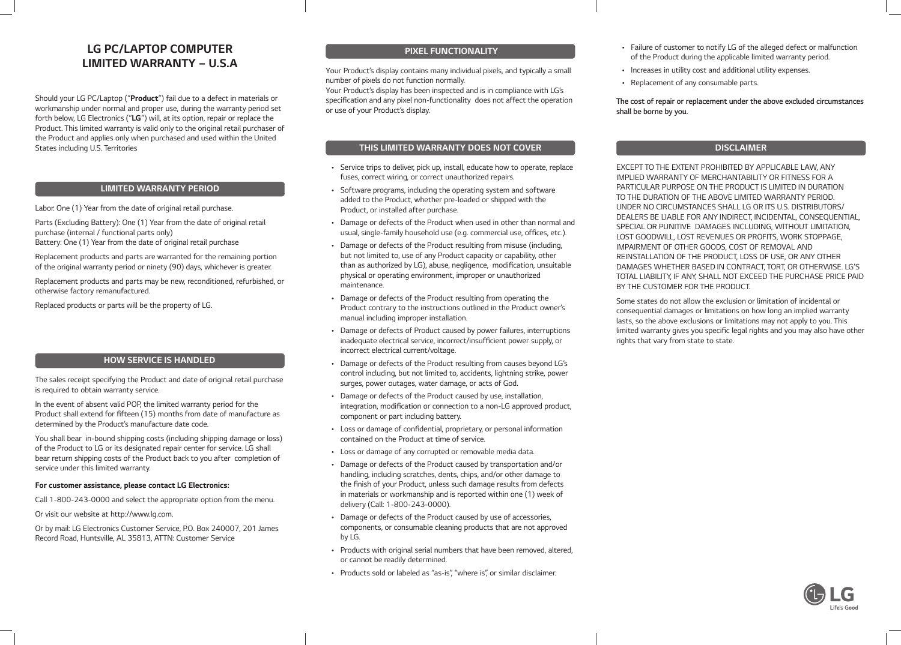# LG PC/LAPTOP COMPUTER LIMITED WARRANTY – U.S.A

Should your LG PC/Laptop ("**Product**") fail due to a defect in materials or workmanship under normal and proper use, during the warranty period set forth below, LG Electronics ("**LG**") will, at its option, repair or replace the Product. This limited warranty is valid only to the original retail purchaser of the Product and applies only when purchased and used within the United States including U.S. Territories

## LIMITED WARRANTY PERIOD

Labor: One (1) Year from the date of original retail purchase.

Parts (Excluding Battery): One (1) Year from the date of original retail purchase (internal / functional parts only)
Battery: One (1) Year from the date of original retail purchase

Replacement products and parts are warranted for the remaining portion of the original warranty period or ninety (90) days, whichever is greater.

Replacement products and parts may be new, reconditioned, refurbished, or otherwise factory remanufactured.

Replaced products or parts will be the property of LG.

## HOW SERVICE IS HANDLED

The sales receipt specifying the Product and date of original retail purchase is required to obtain warranty service.

In the event of absent valid POP, the limited warranty period for the Product shall extend for fifteen (15) months from date of manufacture as determined by the Product's manufacture date code.

You shall bear in-bound shipping costs (including shipping damage or loss) of the Product to LG or its designated repair center for service. LG shall bear return shipping costs of the Product back to you after completion of service under this limited warranty.

**For customer assistance, please contact LG Electronics:**

Call 1-800-243-0000 and select the appropriate option from the menu.

Or visit our website at http://www.lg.com.

Or by mail: LG Electronics Customer Service, P.O. Box 240007, 201 James Record Road, Huntsville, AL 35813, ATTN: Customer Service

## PIXEL FUNCTIONALITY

Your Product's display contains many individual pixels, and typically a small number of pixels do not function normally.
Your Product's display has been inspected and is in compliance with LG's specification and any pixel non-functionality does not affect the operation or use of your Product's display.

## THIS LIMITED WARRANTY DOES NOT COVER

- Service trips to deliver, pick up, install, educate how to operate, replace fuses, correct wiring, or correct unauthorized repairs.
- Software programs, including the operating system and software added to the Product, whether pre-loaded or shipped with the Product, or installed after purchase.
- Damage or defects of the Product when used in other than normal and usual, single-family household use (e.g. commercial use, offices, etc.).
- Damage or defects of the Product resulting from misuse (including, but not limited to, use of any Product capacity or capability, other than as authorized by LG), abuse, negligence, modification, unsuitable physical or operating environment, improper or unauthorized maintenance.
- Damage or defects of the Product resulting from operating the Product contrary to the instructions outlined in the Product owner's manual including improper installation.
- Damage or defects of Product caused by power failures, interruptions inadequate electrical service, incorrect/insufficient power supply, or incorrect electrical current/voltage.
- Damage or defects of the Product resulting from causes beyond LG's control including, but not limited to, accidents, lightning strike, power surges, power outages, water damage, or acts of God.
- Damage or defects of the Product caused by use, installation, integration, modification or connection to a non-LG approved product, component or part including battery.
- Loss or damage of confidential, proprietary, or personal information contained on the Product at time of service.
- Loss or damage of any corrupted or removable media data.
- Damage or defects of the Product caused by transportation and/or handling, including scratches, dents, chips, and/or other damage to the finish of your Product, unless such damage results from defects in materials or workmanship and is reported within one (1) week of delivery (Call: 1-800-243-0000).
- Damage or defects of the Product caused by use of accessories, components, or consumable cleaning products that are not approved by LG.
- Products with original serial numbers that have been removed, altered, or cannot be readily determined.
- Products sold or labeled as "as-is", "where is", or similar disclaimer.
- Failure of customer to notify LG of the alleged defect or malfunction of the Product during the applicable limited warranty period.
- Increases in utility cost and additional utility expenses.
- Replacement of any consumable parts.

The cost of repair or replacement under the above excluded circumstances shall be borne by you.

## DISCLAIMER

EXCEPT TO THE EXTENT PROHIBITED BY APPLICABLE LAW, ANY IMPLIED WARRANTY OF MERCHANTABILITY OR FITNESS FOR A PARTICULAR PURPOSE ON THE PRODUCT IS LIMITED IN DURATION TO THE DURATION OF THE ABOVE LIMITED WARRANTY PERIOD. UNDER NO CIRCUMSTANCES SHALL LG OR ITS U.S. DISTRIBUTORS/ DEALERS BE LIABLE FOR ANY INDIRECT, INCIDENTAL, CONSEQUENTIAL, SPECIAL OR PUNITIVE DAMAGES INCLUDING, WITHOUT LIMITATION, LOST GOODWILL, LOST REVENUES OR PROFITS, WORK STOPPAGE, IMPAIRMENT OF OTHER GOODS, COST OF REMOVAL AND REINSTALLATION OF THE PRODUCT, LOSS OF USE, OR ANY OTHER DAMAGES WHETHER BASED IN CONTRACT, TORT, OR OTHERWISE. LG'S TOTAL LIABILITY, IF ANY, SHALL NOT EXCEED THE PURCHASE PRICE PAID BY THE CUSTOMER FOR THE PRODUCT.

Some states do not allow the exclusion or limitation of incidental or consequential damages or limitations on how long an implied warranty lasts, so the above exclusions or limitations may not apply to you. This limited warranty gives you specific legal rights and you may also have other rights that vary from state to state.

LG Life's Good